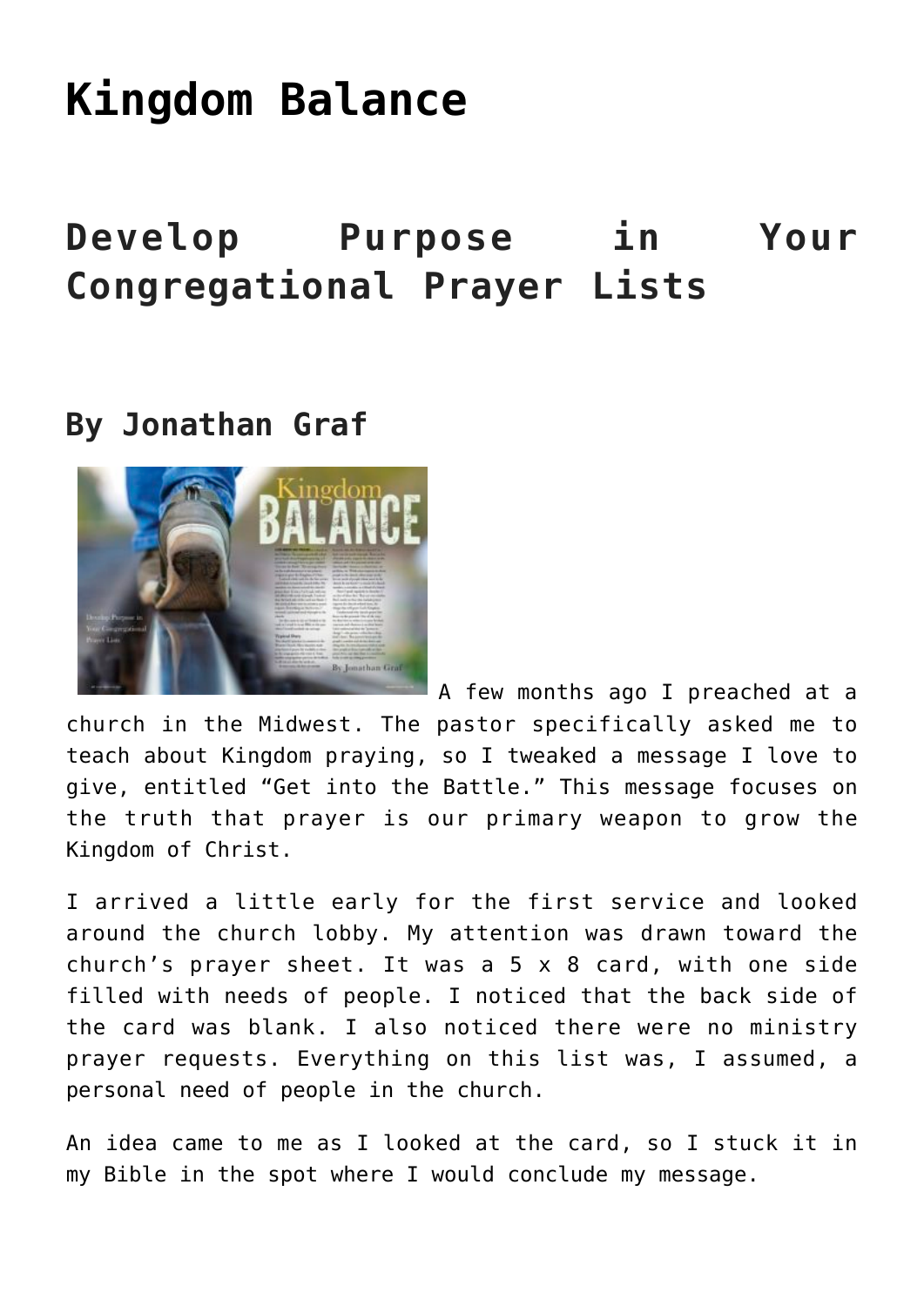# Kingdom Balance

## Develop Purpose in Your Congregational Prayer Lists

### By Jonathan Graf

A few months ago I preached at a church in the Midwest. The pastor specifically asked me to teach about Kingdom praying, so I tweaked a message I love to give, entitled "Get into the Battle." This message focuses on the truth that prayer is our primary weapon to grow the Kingdom of Christ.

I arrived a little early for the first service and looked around the church lobby. My attention was drawn toward the church's prayer sheet. It was a 5 x 8 card, with one side filled with needs of people. I noticed that the back side of the card was blank. I also noticed there were no ministry prayer requests. Everything on this list was, I assumed, a personal need of people in the church.

An idea came to me as I looked at the card, so I stuck it in my Bible in the spot where I would conclude my message.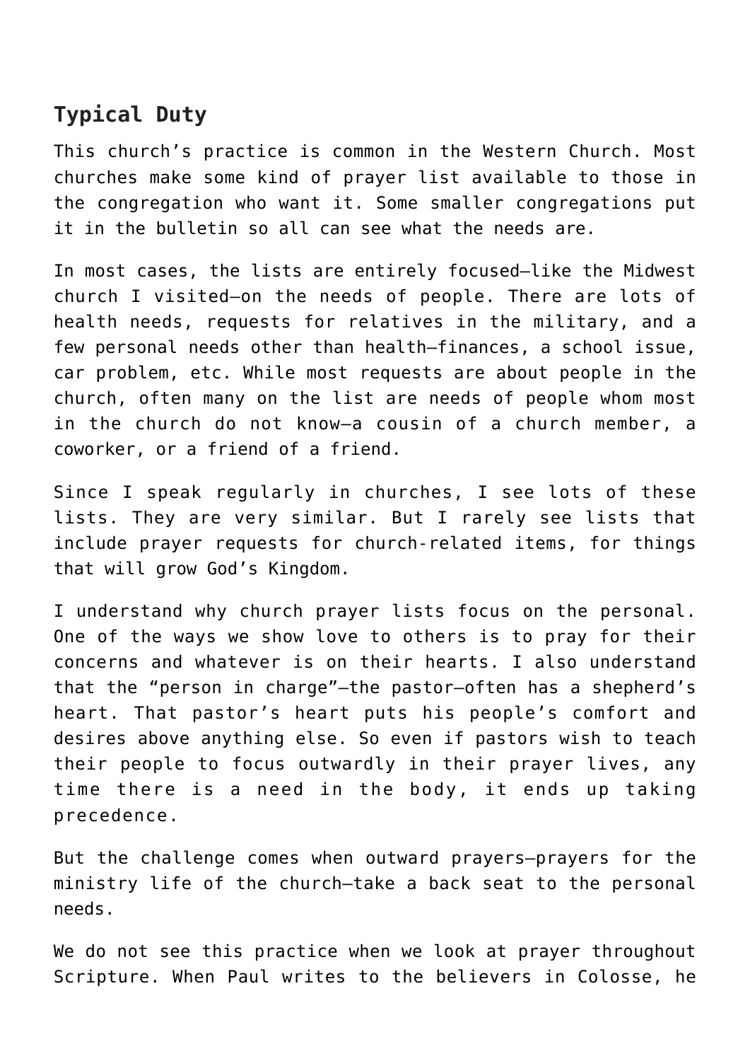## Typical Duty

This church's practice is common in the Western Church. Most churches make some kind of prayer list available to those in the congregation who want it. Some smaller congregations put it in the bulletin so all can see what the needs are.

In most cases, the lists are entirely focused—like the Midwest church I visited—on the needs of people. There are lots of health needs, requests for relatives in the military, and a few personal needs other than health—finances, a school issue, car problem, etc. While most requests are about people in the church, often many on the list are needs of people whom most in the church do not know—a cousin of a church member, a coworker, or a friend of a friend.

Since I speak regularly in churches, I see lots of these lists. They are very similar. But I rarely see lists that include prayer requests for church-related items, for things that will grow God's Kingdom.

I understand why church prayer lists focus on the personal. One of the ways we show love to others is to pray for their concerns and whatever is on their hearts. I also understand that the "person in charge"—the pastor—often has a shepherd's heart. That pastor's heart puts his people's comfort and desires above anything else. So even if pastors wish to teach their people to focus outwardly in their prayer lives, any time there is a need in the body, it ends up taking precedence.

But the challenge comes when outward prayers—prayers for the ministry life of the church—take a back seat to the personal needs.

We do not see this practice when we look at prayer throughout Scripture. When Paul writes to the believers in Colosse, he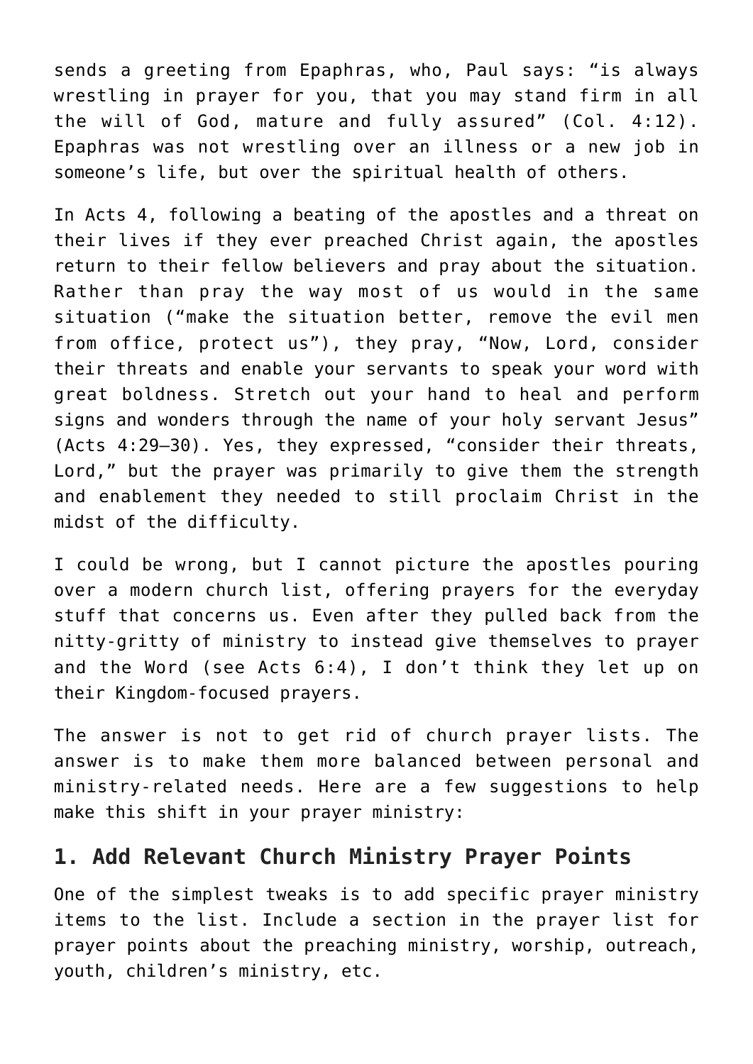sends a greeting from Epaphras, who, Paul says: "is always wrestling in prayer for you, that you may stand firm in all the will of God, mature and fully assured" (Col. 4:12). Epaphras was not wrestling over an illness or a new job in someone's life, but over the spiritual health of others.

In Acts 4, following a beating of the apostles and a threat on their lives if they ever preached Christ again, the apostles return to their fellow believers and pray about the situation. Rather than pray the way most of us would in the same situation ("make the situation better, remove the evil men from office, protect us"), they pray, "Now, Lord, consider their threats and enable your servants to speak your word with great boldness. Stretch out your hand to heal and perform signs and wonders through the name of your holy servant Jesus" (Acts 4:29–30). Yes, they expressed, "consider their threats, Lord," but the prayer was primarily to give them the strength and enablement they needed to still proclaim Christ in the midst of the difficulty.

I could be wrong, but I cannot picture the apostles pouring over a modern church list, offering prayers for the everyday stuff that concerns us. Even after they pulled back from the nitty-gritty of ministry to instead give themselves to prayer and the Word (see Acts 6:4), I don't think they let up on their Kingdom-focused prayers.

The answer is not to get rid of church prayer lists. The answer is to make them more balanced between personal and ministry-related needs. Here are a few suggestions to help make this shift in your prayer ministry:

## 1. Add Relevant Church Ministry Prayer Points

One of the simplest tweaks is to add specific prayer ministry items to the list. Include a section in the prayer list for prayer points about the preaching ministry, worship, outreach, youth, children's ministry, etc.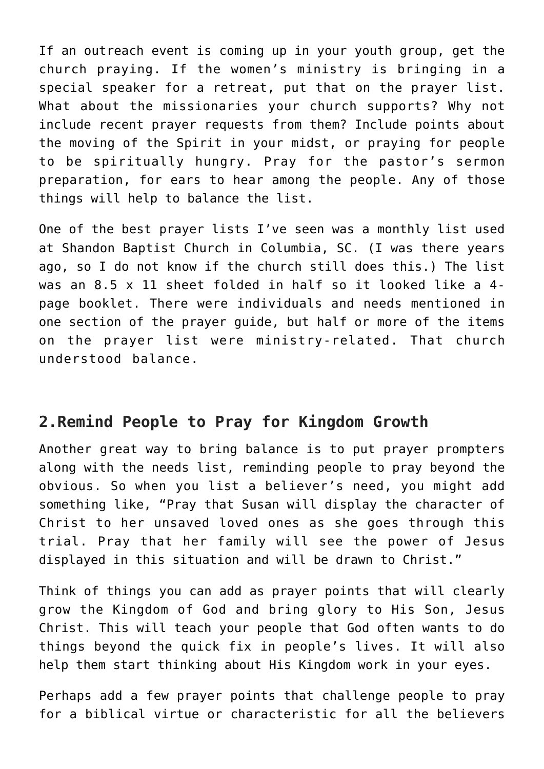If an outreach event is coming up in your youth group, get the church praying. If the women's ministry is bringing in a special speaker for a retreat, put that on the prayer list. What about the missionaries your church supports? Why not include recent prayer requests from them? Include points about the moving of the Spirit in your midst, or praying for people to be spiritually hungry. Pray for the pastor's sermon preparation, for ears to hear among the people. Any of those things will help to balance the list.

One of the best prayer lists I've seen was a monthly list used at Shandon Baptist Church in Columbia, SC. (I was there years ago, so I do not know if the church still does this.) The list was an 8.5 x 11 sheet folded in half so it looked like a 4-page booklet. There were individuals and needs mentioned in one section of the prayer guide, but half or more of the items on the prayer list were ministry-related. That church understood balance.

## 2.Remind People to Pray for Kingdom Growth

Another great way to bring balance is to put prayer prompters along with the needs list, reminding people to pray beyond the obvious. So when you list a believer's need, you might add something like, "Pray that Susan will display the character of Christ to her unsaved loved ones as she goes through this trial. Pray that her family will see the power of Jesus displayed in this situation and will be drawn to Christ."

Think of things you can add as prayer points that will clearly grow the Kingdom of God and bring glory to His Son, Jesus Christ. This will teach your people that God often wants to do things beyond the quick fix in people's lives. It will also help them start thinking about His Kingdom work in your eyes.

Perhaps add a few prayer points that challenge people to pray for a biblical virtue or characteristic for all the believers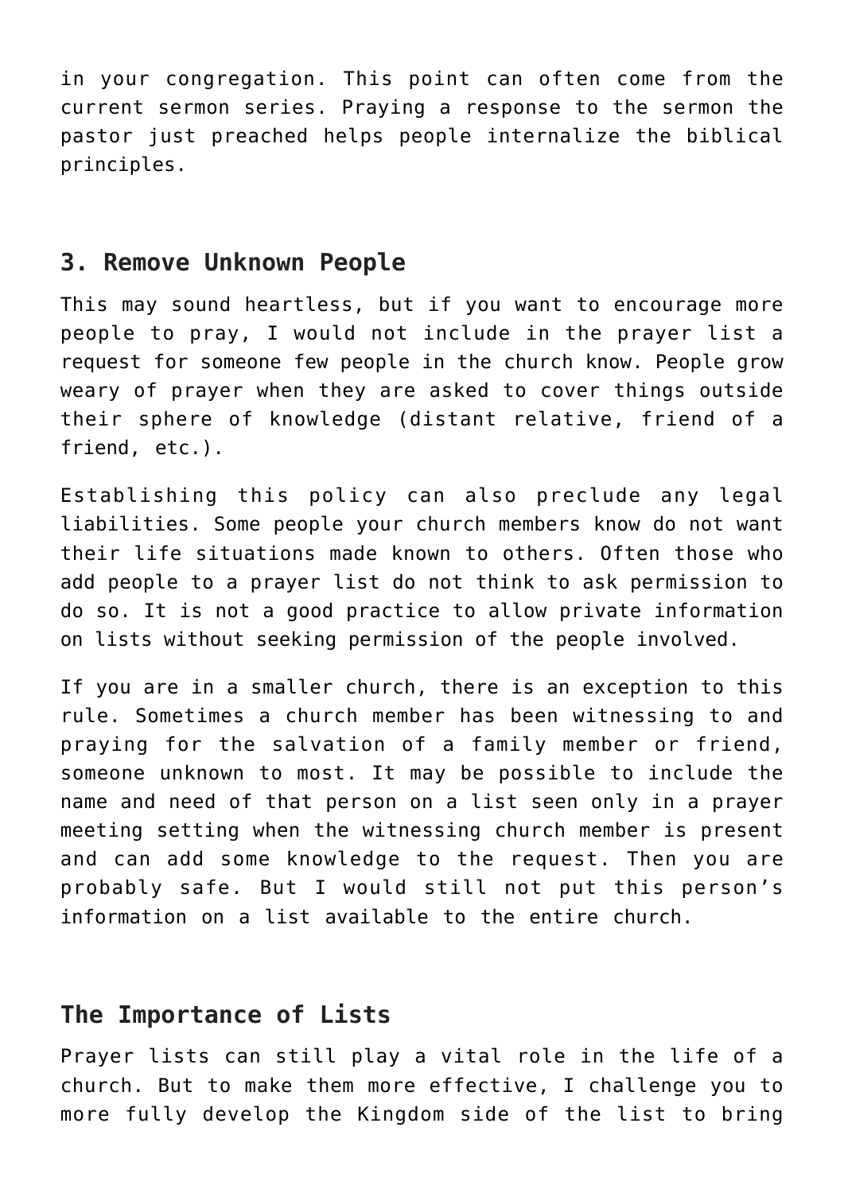in your congregation. This point can often come from the current sermon series. Praying a response to the sermon the pastor just preached helps people internalize the biblical principles.

## 3. Remove Unknown People

This may sound heartless, but if you want to encourage more people to pray, I would not include in the prayer list a request for someone few people in the church know. People grow weary of prayer when they are asked to cover things outside their sphere of knowledge (distant relative, friend of a friend, etc.).

Establishing this policy can also preclude any legal liabilities. Some people your church members know do not want their life situations made known to others. Often those who add people to a prayer list do not think to ask permission to do so. It is not a good practice to allow private information on lists without seeking permission of the people involved.

If you are in a smaller church, there is an exception to this rule. Sometimes a church member has been witnessing to and praying for the salvation of a family member or friend, someone unknown to most. It may be possible to include the name and need of that person on a list seen only in a prayer meeting setting when the witnessing church member is present and can add some knowledge to the request. Then you are probably safe. But I would still not put this person's information on a list available to the entire church.

## The Importance of Lists

Prayer lists can still play a vital role in the life of a church. But to make them more effective, I challenge you to more fully develop the Kingdom side of the list to bring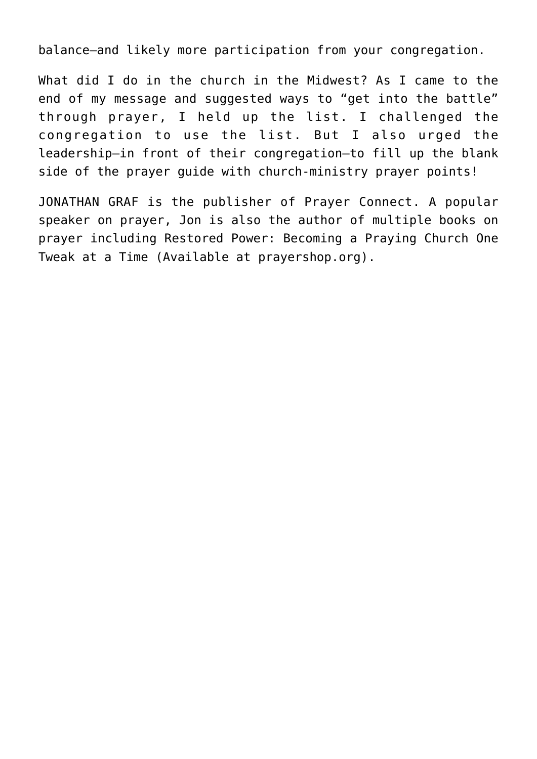balance—and likely more participation from your congregation.

What did I do in the church in the Midwest? As I came to the end of my message and suggested ways to “get into the battle” through prayer, I held up the list. I challenged the congregation to use the list. But I also urged the leadership—in front of their congregation—to fill up the blank side of the prayer guide with church-ministry prayer points!

JONATHAN GRAF is the publisher of Prayer Connect. A popular speaker on prayer, Jon is also the author of multiple books on prayer including Restored Power: Becoming a Praying Church One Tweak at a Time (Available at prayershop.org).